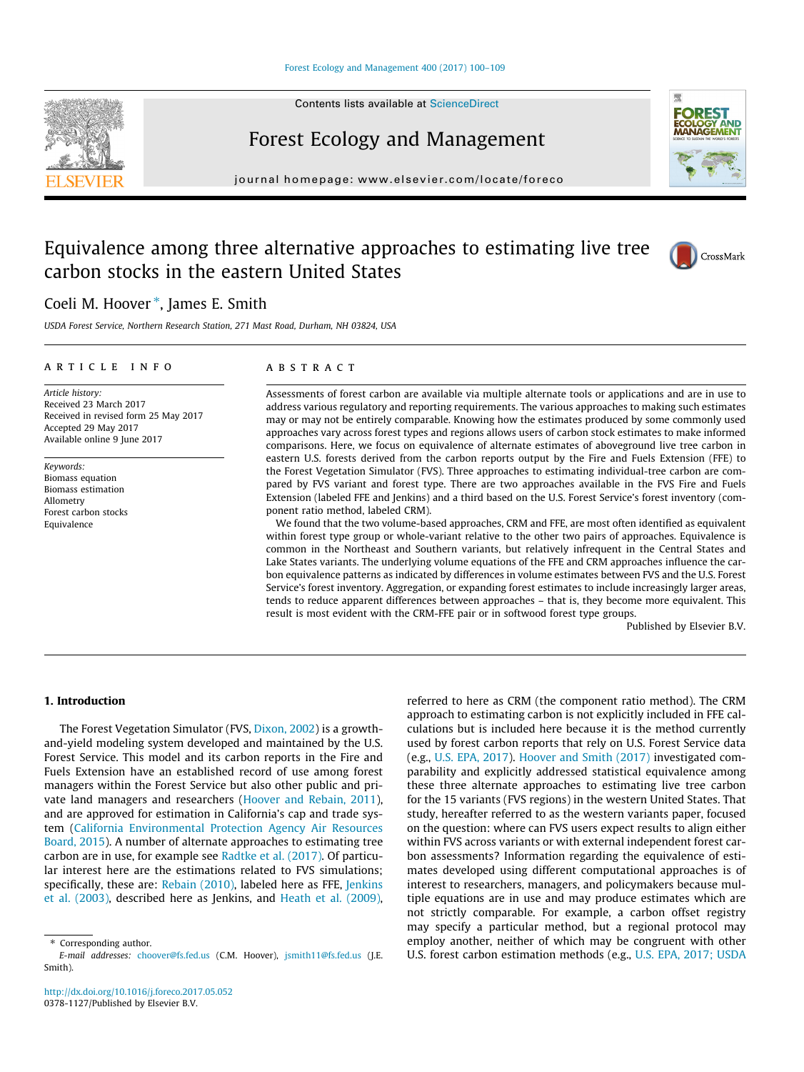# Equivalence among three alternative approaches to estimating live tree carbon stocks in the eastern United States

Coeli M. Hoover *, James E. Smith

USDA Forest Service, Northern Research Station, 271 Mast Road, Durham, NH 03824, USA

## ARTICLE INFO

*Article history:*
Received 23 March 2017
Received in revised form 25 May 2017
Accepted 29 May 2017
Available online 9 June 2017

*Keywords:*
Biomass equation
Biomass estimation
Allometry
Forest carbon stocks
Equivalence

## ABSTRACT

Assessments of forest carbon are available via multiple alternate tools or applications and are in use to address various regulatory and reporting requirements. The various approaches to making such estimates may or may not be entirely comparable. Knowing how the estimates produced by some commonly used approaches vary across forest types and regions allows users of carbon stock estimates to make informed comparisons. Here, we focus on equivalence of alternate estimates of aboveground live tree carbon in eastern U.S. forests derived from the carbon reports output by the Fire and Fuels Extension (FFE) to the Forest Vegetation Simulator (FVS). Three approaches to estimating individual-tree carbon are compared by FVS variant and forest type. There are two approaches available in the FVS Fire and Fuels Extension (labeled FFE and Jenkins) and a third based on the U.S. Forest Service's forest inventory (component ratio method, labeled CRM).

We found that the two volume-based approaches, CRM and FFE, are most often identified as equivalent within forest type group or whole-variant relative to the other two pairs of approaches. Equivalence is common in the Northeast and Southern variants, but relatively infrequent in the Central States and Lake States variants. The underlying volume equations of the FFE and CRM approaches influence the carbon equivalence patterns as indicated by differences in volume estimates between FVS and the U.S. Forest Service's forest inventory. Aggregation, or expanding forest estimates to include increasingly larger areas, tends to reduce apparent differences between approaches – that is, they become more equivalent. This result is most evident with the CRM-FFE pair or in softwood forest type groups.

Published by Elsevier B.V.

## 1. Introduction

The Forest Vegetation Simulator (FVS, Dixon, 2002) is a growth-and-yield modeling system developed and maintained by the U.S. Forest Service. This model and its carbon reports in the Fire and Fuels Extension have an established record of use among forest managers within the Forest Service but also other public and private land managers and researchers (Hoover and Rebain, 2011), and are approved for estimation in California's cap and trade system (California Environmental Protection Agency Air Resources Board, 2015). A number of alternate approaches to estimating tree carbon are in use, for example see Radtke et al. (2017). Of particular interest here are the estimations related to FVS simulations; specifically, these are: Rebain (2010), labeled here as FFE, Jenkins et al. (2003), described here as Jenkins, and Heath et al. (2009), referred to here as CRM (the component ratio method). The CRM approach to estimating carbon is not explicitly included in FFE calculations but is included here because it is the method currently used by forest carbon reports that rely on U.S. Forest Service data (e.g., U.S. EPA, 2017). Hoover and Smith (2017) investigated comparability and explicitly addressed statistical equivalence among these three alternate approaches to estimating live tree carbon for the 15 variants (FVS regions) in the western United States. That study, hereafter referred to as the western variants paper, focused on the question: where can FVS users expect results to align either within FVS across variants or with external independent forest carbon assessments? Information regarding the equivalence of estimates developed using different computational approaches is of interest to researchers, managers, and policymakers because multiple equations are in use and may produce estimates which are not strictly comparable. For example, a carbon offset registry may specify a particular method, but a regional protocol may employ another, neither of which may be congruent with other U.S. forest carbon estimation methods (e.g., U.S. EPA, 2017; USDA

* Corresponding author.
*E-mail addresses:* choover@fs.fed.us (C.M. Hoover), jsmith11@fs.fed.us (J.E. Smith).

http://dx.doi.org/10.1016/j.foreco.2017.05.052
0378-1127/Published by Elsevier B.V.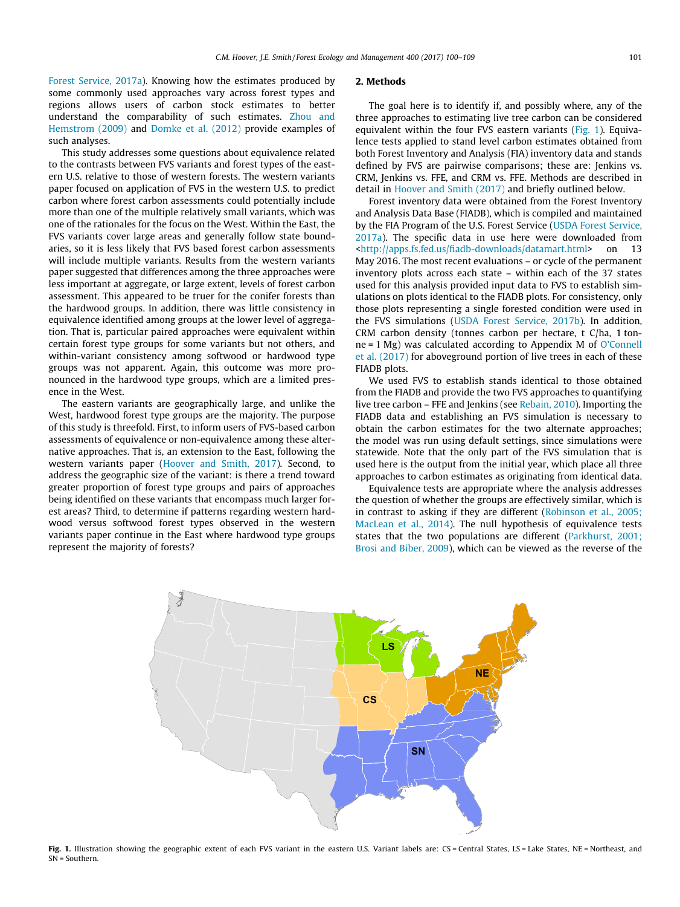Forest Service, 2017a). Knowing how the estimates produced by some commonly used approaches vary across forest types and regions allows users of carbon stock estimates to better understand the comparability of such estimates. Zhou and Hemstrom (2009) and Domke et al. (2012) provide examples of such analyses.

This study addresses some questions about equivalence related to the contrasts between FVS variants and forest types of the eastern U.S. relative to those of western forests. The western variants paper focused on application of FVS in the western U.S. to predict carbon where forest carbon assessments could potentially include more than one of the multiple relatively small variants, which was one of the rationales for the focus on the West. Within the East, the FVS variants cover large areas and generally follow state boundaries, so it is less likely that FVS based forest carbon assessments will include multiple variants. Results from the western variants paper suggested that differences among the three approaches were less important at aggregate, or large extent, levels of forest carbon assessment. This appeared to be truer for the conifer forests than the hardwood groups. In addition, there was little consistency in equivalence identified among groups at the lower level of aggregation. That is, particular paired approaches were equivalent within certain forest type groups for some variants but not others, and within-variant consistency among softwood or hardwood type groups was not apparent. Again, this outcome was more pronounced in the hardwood type groups, which are a limited presence in the West.

The eastern variants are geographically large, and unlike the West, hardwood forest type groups are the majority. The purpose of this study is threefold. First, to inform users of FVS-based carbon assessments of equivalence or non-equivalence among these alternative approaches. That is, an extension to the East, following the western variants paper (Hoover and Smith, 2017). Second, to address the geographic size of the variant: is there a trend toward greater proportion of forest type groups and pairs of approaches being identified on these variants that encompass much larger forest areas? Third, to determine if patterns regarding western hardwood versus softwood forest types observed in the western variants paper continue in the East where hardwood type groups represent the majority of forests?

## 2. Methods

The goal here is to identify if, and possibly where, any of the three approaches to estimating live tree carbon can be considered equivalent within the four FVS eastern variants (Fig. 1). Equivalence tests applied to stand level carbon estimates obtained from both Forest Inventory and Analysis (FIA) inventory data and stands defined by FVS are pairwise comparisons; these are: Jenkins vs. CRM, Jenkins vs. FFE, and CRM vs. FFE. Methods are described in detail in Hoover and Smith (2017) and briefly outlined below.

Forest inventory data were obtained from the Forest Inventory and Analysis Data Base (FIADB), which is compiled and maintained by the FIA Program of the U.S. Forest Service (USDA Forest Service, 2017a). The specific data in use here were downloaded from <http://apps.fs.fed.us/fiadb-downloads/datamart.html> on 13 May 2016. The most recent evaluations – or cycle of the permanent inventory plots across each state – within each of the 37 states used for this analysis provided input data to FVS to establish simulations on plots identical to the FIADB plots. For consistency, only those plots representing a single forested condition were used in the FVS simulations (USDA Forest Service, 2017b). In addition, CRM carbon density (tonnes carbon per hectare, t C/ha, 1 tonne = 1 Mg) was calculated according to Appendix M of O'Connell et al. (2017) for aboveground portion of live trees in each of these FIADB plots.

We used FVS to establish stands identical to those obtained from the FIADB and provide the two FVS approaches to quantifying live tree carbon – FFE and Jenkins (see Rebain, 2010). Importing the FIADB data and establishing an FVS simulation is necessary to obtain the carbon estimates for the two alternate approaches; the model was run using default settings, since simulations were statewide. Note that the only part of the FVS simulation that is used here is the output from the initial year, which place all three approaches to carbon estimates as originating from identical data.

Equivalence tests are appropriate where the analysis addresses the question of whether the groups are effectively similar, which is in contrast to asking if they are different (Robinson et al., 2005; MacLean et al., 2014). The null hypothesis of equivalence tests states that the two populations are different (Parkhurst, 2001; Brosi and Biber, 2009), which can be viewed as the reverse of the

LS
NE
CS
SN

**Fig. 1.** Illustration showing the geographic extent of each FVS variant in the eastern U.S. Variant labels are: CS = Central States, LS = Lake States, NE = Northeast, and SN = Southern.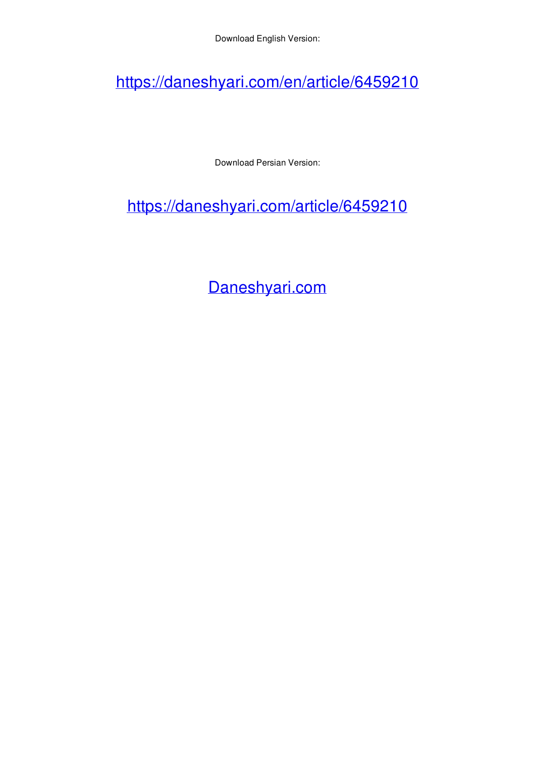Download English Version:

https://daneshyari.com/en/article/6459210

Download Persian Version:

https://daneshyari.com/article/6459210

Daneshyari.com